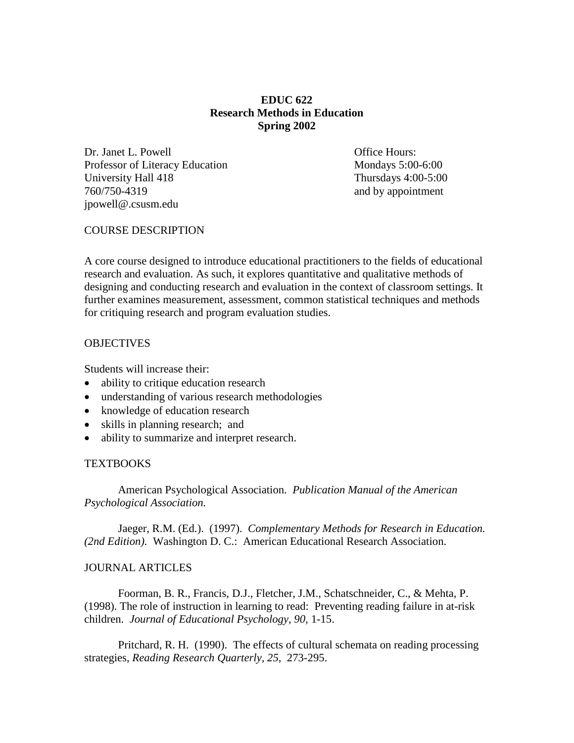**EDUC 622**
**Research Methods in Education**
**Spring 2002**

Dr. Janet L. Powell
Professor of Literacy Education
University Hall 418
760/750-4319
jpowell@.csusm.edu

Office Hours:
Mondays 5:00-6:00
Thursdays 4:00-5:00
and by appointment

## COURSE DESCRIPTION

A core course designed to introduce educational practitioners to the fields of educational research and evaluation. As such, it explores quantitative and qualitative methods of designing and conducting research and evaluation in the context of classroom settings. It further examines measurement, assessment, common statistical techniques and methods for critiquing research and program evaluation studies.

## OBJECTIVES

Students will increase their:

- ability to critique education research
- understanding of various research methodologies
- knowledge of education research
- skills in planning research; and
- ability to summarize and interpret research.

## TEXTBOOKS

American Psychological Association. *Publication Manual of the American Psychological Association.*

Jaeger, R.M. (Ed.). (1997). *Complementary Methods for Research in Education. (2nd Edition).* Washington D. C.: American Educational Research Association.

## JOURNAL ARTICLES

Foorman, B. R., Francis, D.J., Fletcher, J.M., Schatschneider, C., & Mehta, P. (1998). The role of instruction in learning to read: Preventing reading failure in at-risk children. *Journal of Educational Psychology, 90,* 1-15.

Pritchard, R. H. (1990). The effects of cultural schemata on reading processing strategies, *Reading Research Quarterly*, *25,* 273-295.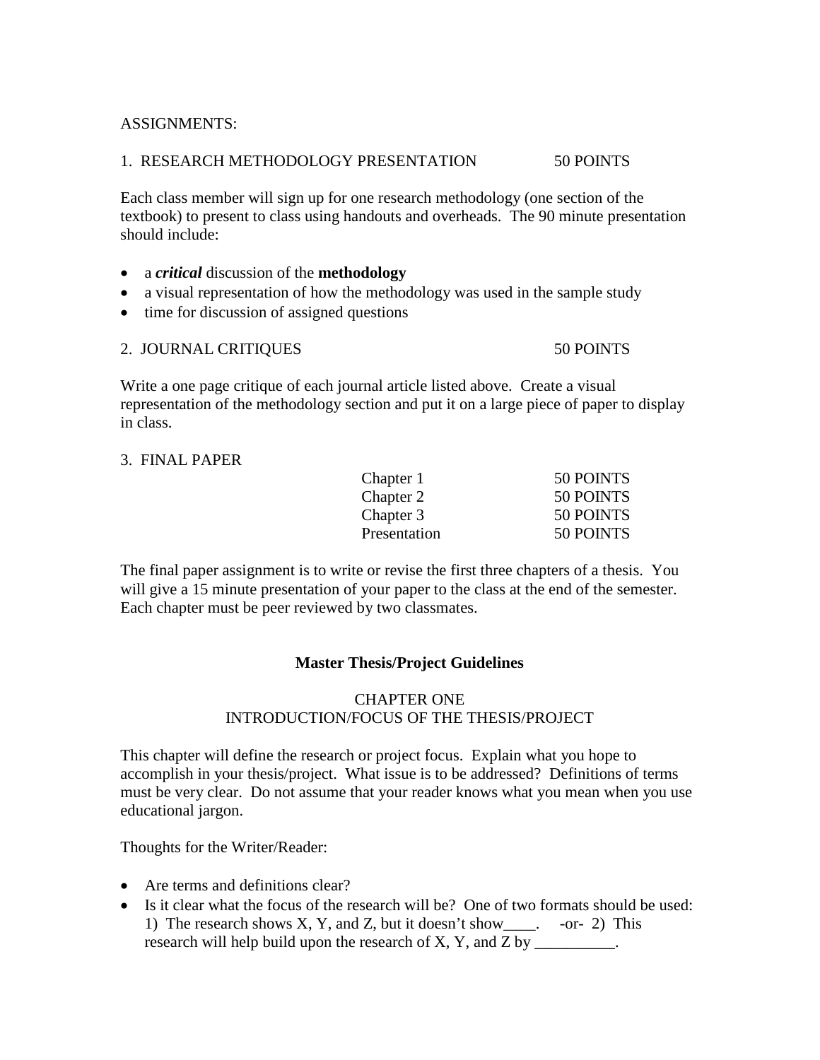ASSIGNMENTS:

1. RESEARCH METHODOLOGY PRESENTATION 50 POINTS

Each class member will sign up for one research methodology (one section of the textbook) to present to class using handouts and overheads. The 90 minute presentation should include:

- a ***critical*** discussion of the **methodology**
- a visual representation of how the methodology was used in the sample study
- time for discussion of assigned questions

2. JOURNAL CRITIQUES 50 POINTS

Write a one page critique of each journal article listed above. Create a visual representation of the methodology section and put it on a large piece of paper to display in class.

3. FINAL PAPER

| | |
|---|---|
| Chapter 1 | 50 POINTS |
| Chapter 2 | 50 POINTS |
| Chapter 3 | 50 POINTS |
| Presentation | 50 POINTS |

The final paper assignment is to write or revise the first three chapters of a thesis. You will give a 15 minute presentation of your paper to the class at the end of the semester. Each chapter must be peer reviewed by two classmates.

## Master Thesis/Project Guidelines

### CHAPTER ONE
### INTRODUCTION/FOCUS OF THE THESIS/PROJECT

This chapter will define the research or project focus. Explain what you hope to accomplish in your thesis/project. What issue is to be addressed? Definitions of terms must be very clear. Do not assume that your reader knows what you mean when you use educational jargon.

Thoughts for the Writer/Reader:

- Are terms and definitions clear?
- Is it clear what the focus of the research will be? One of two formats should be used: 1) The research shows X, Y, and Z, but it doesn't show____. -or- 2) This research will help build upon the research of X, Y, and Z by __________.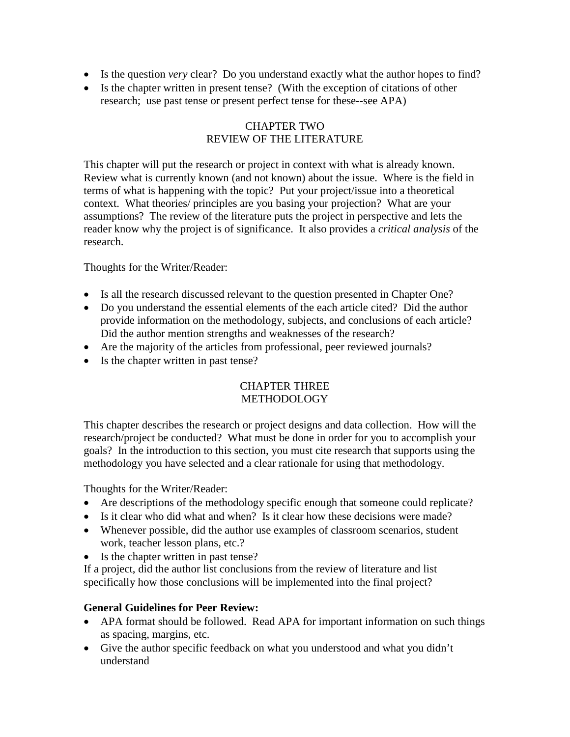- Is the question *very* clear? Do you understand exactly what the author hopes to find?
- Is the chapter written in present tense? (With the exception of citations of other research; use past tense or present perfect tense for these--see APA)

## CHAPTER TWO
## REVIEW OF THE LITERATURE

This chapter will put the research or project in context with what is already known. Review what is currently known (and not known) about the issue. Where is the field in terms of what is happening with the topic? Put your project/issue into a theoretical context. What theories/ principles are you basing your projection? What are your assumptions? The review of the literature puts the project in perspective and lets the reader know why the project is of significance. It also provides a *critical analysis* of the research.

Thoughts for the Writer/Reader:

- Is all the research discussed relevant to the question presented in Chapter One?
- Do you understand the essential elements of the each article cited? Did the author provide information on the methodology, subjects, and conclusions of each article? Did the author mention strengths and weaknesses of the research?
- Are the majority of the articles from professional, peer reviewed journals?
- Is the chapter written in past tense?

## CHAPTER THREE
## METHODOLOGY

This chapter describes the research or project designs and data collection. How will the research/project be conducted? What must be done in order for you to accomplish your goals? In the introduction to this section, you must cite research that supports using the methodology you have selected and a clear rationale for using that methodology.

Thoughts for the Writer/Reader:

- Are descriptions of the methodology specific enough that someone could replicate?
- Is it clear who did what and when? Is it clear how these decisions were made?
- Whenever possible, did the author use examples of classroom scenarios, student work, teacher lesson plans, etc.?
- Is the chapter written in past tense?

If a project, did the author list conclusions from the review of literature and list specifically how those conclusions will be implemented into the final project?

**General Guidelines for Peer Review:**

- APA format should be followed. Read APA for important information on such things as spacing, margins, etc.
- Give the author specific feedback on what you understood and what you didn't understand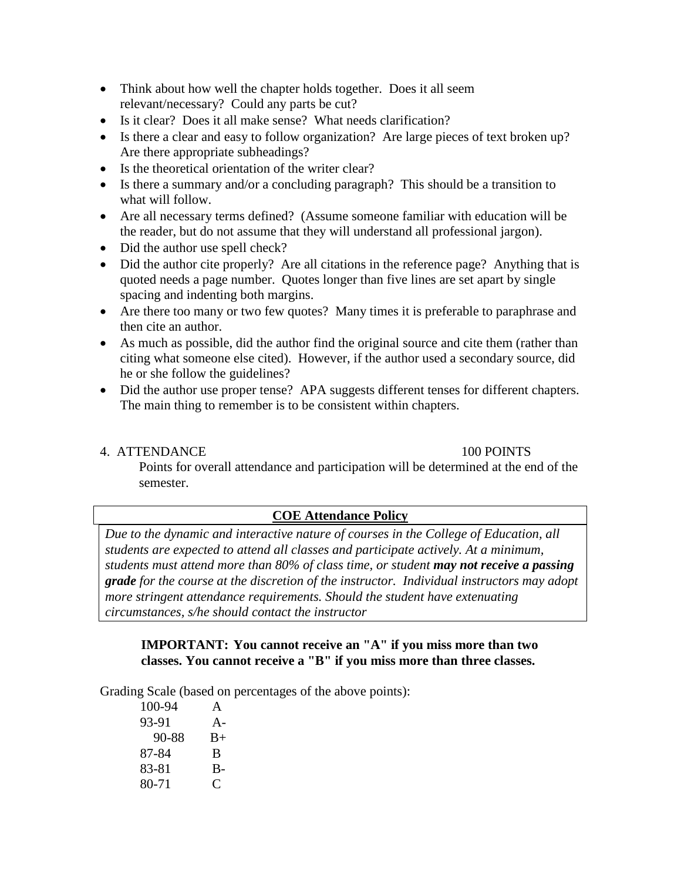- Think about how well the chapter holds together. Does it all seem relevant/necessary? Could any parts be cut?
- Is it clear? Does it all make sense? What needs clarification?
- Is there a clear and easy to follow organization? Are large pieces of text broken up? Are there appropriate subheadings?
- Is the theoretical orientation of the writer clear?
- Is there a summary and/or a concluding paragraph? This should be a transition to what will follow.
- Are all necessary terms defined? (Assume someone familiar with education will be the reader, but do not assume that they will understand all professional jargon).
- Did the author use spell check?
- Did the author cite properly? Are all citations in the reference page? Anything that is quoted needs a page number. Quotes longer than five lines are set apart by single spacing and indenting both margins.
- Are there too many or two few quotes? Many times it is preferable to paraphrase and then cite an author.
- As much as possible, did the author find the original source and cite them (rather than citing what someone else cited). However, if the author used a secondary source, did he or she follow the guidelines?
- Did the author use proper tense? APA suggests different tenses for different chapters. The main thing to remember is to be consistent within chapters.

4. ATTENDANCE 100 POINTS

Points for overall attendance and participation will be determined at the end of the semester.

**COE Attendance Policy**

*Due to the dynamic and interactive nature of courses in the College of Education, all students are expected to attend all classes and participate actively. At a minimum, students must attend more than 80% of class time, or student* ***may not receive a passing grade*** *for the course at the discretion of the instructor. Individual instructors may adopt more stringent attendance requirements. Should the student have extenuating circumstances, s/he should contact the instructor*

**IMPORTANT: You cannot receive an "A" if you miss more than two classes. You cannot receive a "B" if you miss more than three classes.**

Grading Scale (based on percentages of the above points):

| | |
|---|---|
| 100-94 | A |
| 93-91 | A- |
| 90-88 | B+ |
| 87-84 | B |
| 83-81 | B- |
| 80-71 | C |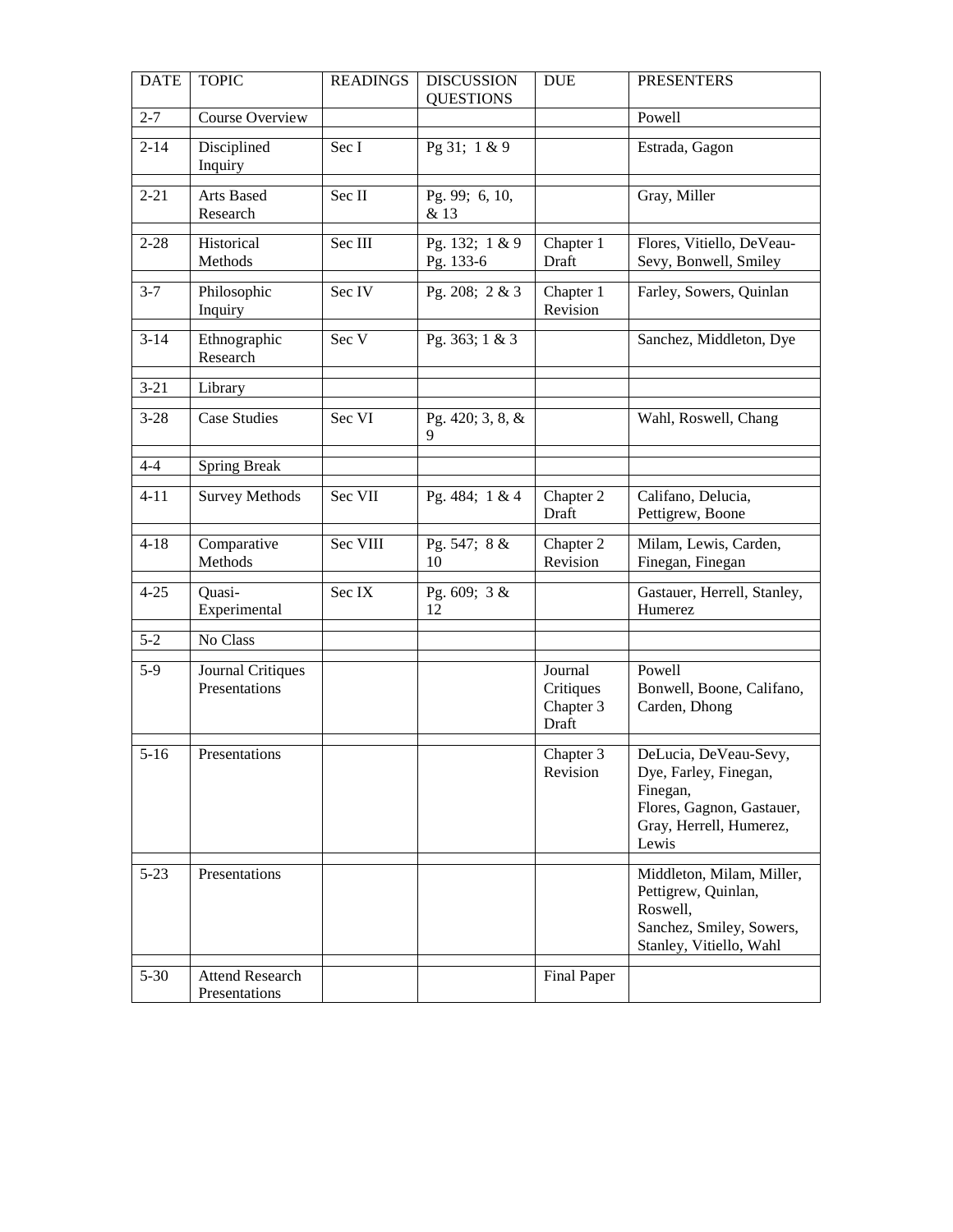| DATE | TOPIC | READINGS | DISCUSSION QUESTIONS | DUE | PRESENTERS |
|---|---|---|---|---|---|
| 2-7 | Course Overview | | | | Powell |
| 2-14 | Disciplined Inquiry | Sec I | Pg 31; 1 & 9 | | Estrada, Gagon |
| 2-21 | Arts Based Research | Sec II | Pg. 99; 6, 10, & 13 | | Gray, Miller |
| 2-28 | Historical Methods | Sec III | Pg. 132; 1 & 9 Pg. 133-6 | Chapter 1 Draft | Flores, Vitiello, DeVeau-Sevy, Bonwell, Smiley |
| 3-7 | Philosophic Inquiry | Sec IV | Pg. 208; 2 & 3 | Chapter 1 Revision | Farley, Sowers, Quinlan |
| 3-14 | Ethnographic Research | Sec V | Pg. 363; 1 & 3 | | Sanchez, Middleton, Dye |
| 3-21 | Library | | | | |
| 3-28 | Case Studies | Sec VI | Pg. 420; 3, 8, & 9 | | Wahl, Roswell, Chang |
| 4-4 | Spring Break | | | | |
| 4-11 | Survey Methods | Sec VII | Pg. 484; 1 & 4 | Chapter 2 Draft | Califano, Delucia, Pettigrew, Boone |
| 4-18 | Comparative Methods | Sec VIII | Pg. 547; 8 & 10 | Chapter 2 Revision | Milam, Lewis, Carden, Finegan, Finegan |
| 4-25 | Quasi-Experimental | Sec IX | Pg. 609; 3 & 12 | | Gastauer, Herrell, Stanley, Humerez |
| 5-2 | No Class | | | | |
| 5-9 | Journal Critiques Presentations | | | Journal Critiques Chapter 3 Draft | Powell Bonwell, Boone, Califano, Carden, Dhong |
| 5-16 | Presentations | | | Chapter 3 Revision | DeLucia, DeVeau-Sevy, Dye, Farley, Finegan, Finegan, Flores, Gagnon, Gastauer, Gray, Herrell, Humerez, Lewis |
| 5-23 | Presentations | | | | Middleton, Milam, Miller, Pettigrew, Quinlan, Roswell, Sanchez, Smiley, Sowers, Stanley, Vitiello, Wahl |
| 5-30 | Attend Research Presentations | | | Final Paper | |